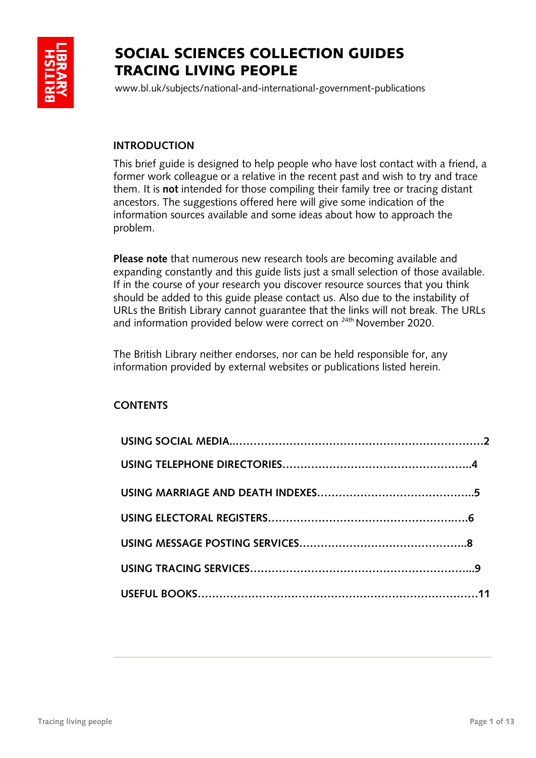# SOCIAL SCIENCES COLLECTION GUIDES
# TRACING LIVING PEOPLE

www.bl.uk/subjects/national-and-international-government-publications

## INTRODUCTION

This brief guide is designed to help people who have lost contact with a friend, a former work colleague or a relative in the recent past and wish to try and trace them. It is **not** intended for those compiling their family tree or tracing distant ancestors. The suggestions offered here will give some indication of the information sources available and some ideas about how to approach the problem.

**Please note** that numerous new research tools are becoming available and expanding constantly and this guide lists just a small selection of those available. If in the course of your research you discover resource sources that you think should be added to this guide please contact us. Also due to the instability of URLs the British Library cannot guarantee that the links will not break. The URLs and information provided below were correct on 24th November 2020.

The British Library neither endorses, nor can be held responsible for, any information provided by external websites or publications listed herein.

## CONTENTS

**USING SOCIAL MEDIA.........................................................................2**

**USING TELEPHONE DIRECTORIES....................................................4**

**USING MARRIAGE AND DEATH INDEXES..........................................5**

**USING ELECTORAL REGISTERS.........................................................6**

**USING MESSAGE POSTING SERVICES..............................................8**

**USING TRACING SERVICES...............................................................9**

**USEFUL BOOKS................................................................................11**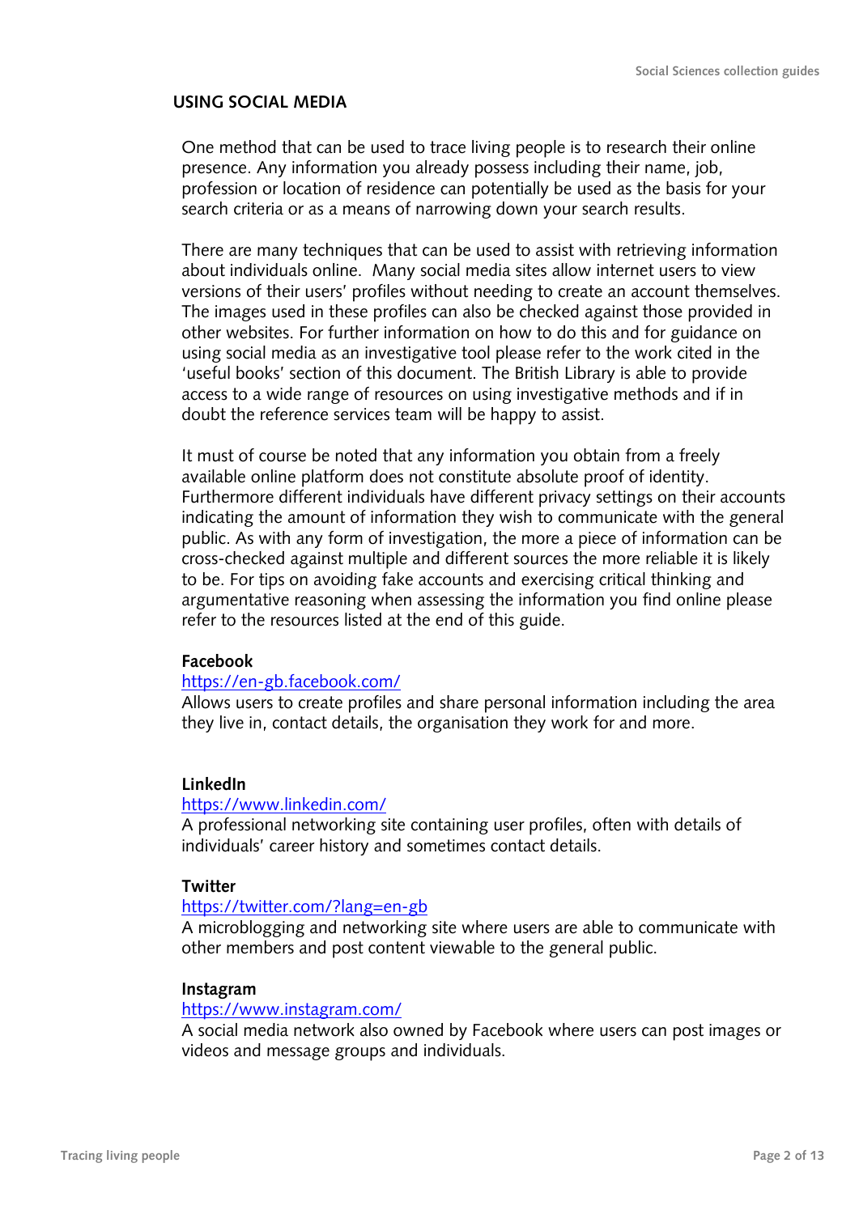## USING SOCIAL MEDIA

One method that can be used to trace living people is to research their online presence. Any information you already possess including their name, job, profession or location of residence can potentially be used as the basis for your search criteria or as a means of narrowing down your search results.

There are many techniques that can be used to assist with retrieving information about individuals online. Many social media sites allow internet users to view versions of their users' profiles without needing to create an account themselves. The images used in these profiles can also be checked against those provided in other websites. For further information on how to do this and for guidance on using social media as an investigative tool please refer to the work cited in the 'useful books' section of this document. The British Library is able to provide access to a wide range of resources on using investigative methods and if in doubt the reference services team will be happy to assist.

It must of course be noted that any information you obtain from a freely available online platform does not constitute absolute proof of identity. Furthermore different individuals have different privacy settings on their accounts indicating the amount of information they wish to communicate with the general public. As with any form of investigation, the more a piece of information can be cross-checked against multiple and different sources the more reliable it is likely to be. For tips on avoiding fake accounts and exercising critical thinking and argumentative reasoning when assessing the information you find online please refer to the resources listed at the end of this guide.

**Facebook**
https://en-gb.facebook.com/
Allows users to create profiles and share personal information including the area they live in, contact details, the organisation they work for and more.

**LinkedIn**
https://www.linkedin.com/
A professional networking site containing user profiles, often with details of individuals' career history and sometimes contact details.

**Twitter**
https://twitter.com/?lang=en-gb
A microblogging and networking site where users are able to communicate with other members and post content viewable to the general public.

**Instagram**
https://www.instagram.com/
A social media network also owned by Facebook where users can post images or videos and message groups and individuals.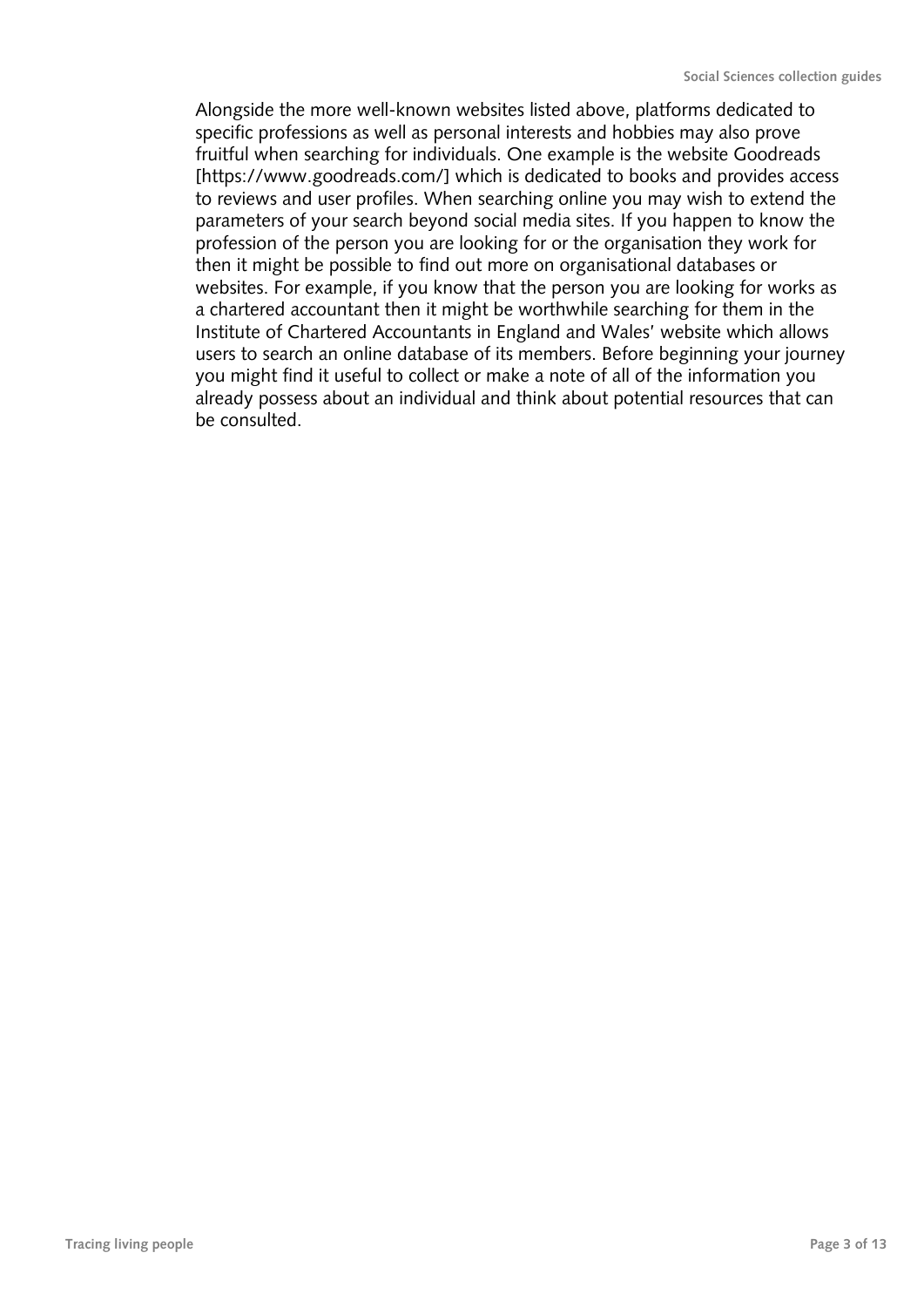Alongside the more well-known websites listed above, platforms dedicated to specific professions as well as personal interests and hobbies may also prove fruitful when searching for individuals. One example is the website Goodreads [https://www.goodreads.com/] which is dedicated to books and provides access to reviews and user profiles. When searching online you may wish to extend the parameters of your search beyond social media sites. If you happen to know the profession of the person you are looking for or the organisation they work for then it might be possible to find out more on organisational databases or websites. For example, if you know that the person you are looking for works as a chartered accountant then it might be worthwhile searching for them in the Institute of Chartered Accountants in England and Wales' website which allows users to search an online database of its members. Before beginning your journey you might find it useful to collect or make a note of all of the information you already possess about an individual and think about potential resources that can be consulted.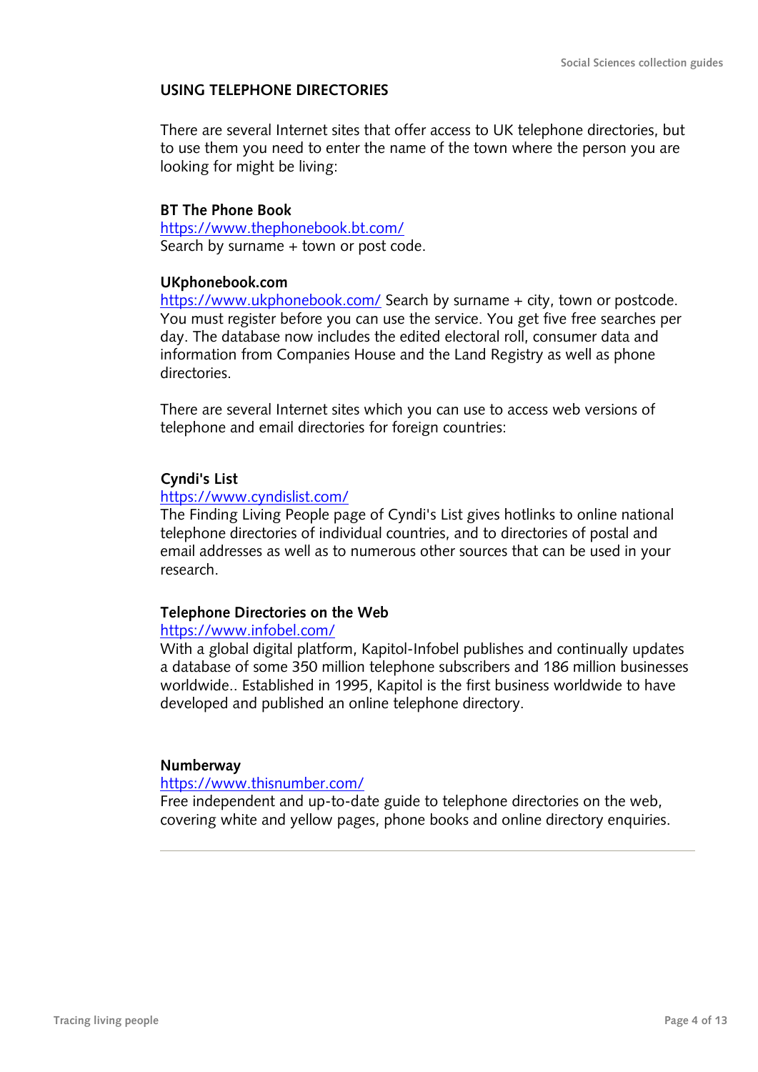## USING TELEPHONE DIRECTORIES

There are several Internet sites that offer access to UK telephone directories, but to use them you need to enter the name of the town where the person you are looking for might be living:

**BT The Phone Book**
https://www.thephonebook.bt.com/
Search by surname + town or post code.

**UKphonebook.com**
https://www.ukphonebook.com/ Search by surname + city, town or postcode. You must register before you can use the service. You get five free searches per day. The database now includes the edited electoral roll, consumer data and information from Companies House and the Land Registry as well as phone directories.

There are several Internet sites which you can use to access web versions of telephone and email directories for foreign countries:

**Cyndi's List**
https://www.cyndislist.com/
The Finding Living People page of Cyndi's List gives hotlinks to online national telephone directories of individual countries, and to directories of postal and email addresses as well as to numerous other sources that can be used in your research.

**Telephone Directories on the Web**
https://www.infobel.com/
With a global digital platform, Kapitol-Infobel publishes and continually updates a database of some 350 million telephone subscribers and 186 million businesses worldwide.. Established in 1995, Kapitol is the first business worldwide to have developed and published an online telephone directory.

**Numberway**
https://www.thisnumber.com/
Free independent and up-to-date guide to telephone directories on the web, covering white and yellow pages, phone books and online directory enquiries.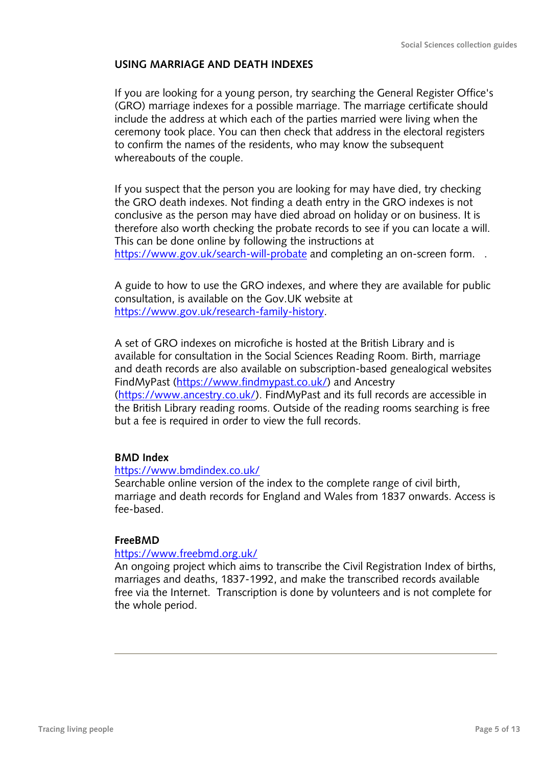## USING MARRIAGE AND DEATH INDEXES

If you are looking for a young person, try searching the General Register Office's (GRO) marriage indexes for a possible marriage. The marriage certificate should include the address at which each of the parties married were living when the ceremony took place. You can then check that address in the electoral registers to confirm the names of the residents, who may know the subsequent whereabouts of the couple.

If you suspect that the person you are looking for may have died, try checking the GRO death indexes. Not finding a death entry in the GRO indexes is not conclusive as the person may have died abroad on holiday or on business. It is therefore also worth checking the probate records to see if you can locate a will. This can be done online by following the instructions at https://www.gov.uk/search-will-probate and completing an on-screen form.

A guide to how to use the GRO indexes, and where they are available for public consultation, is available on the Gov.UK website at https://www.gov.uk/research-family-history.

A set of GRO indexes on microfiche is hosted at the British Library and is available for consultation in the Social Sciences Reading Room. Birth, marriage and death records are also available on subscription-based genealogical websites FindMyPast (https://www.findmypast.co.uk/) and Ancestry (https://www.ancestry.co.uk/). FindMyPast and its full records are accessible in the British Library reading rooms. Outside of the reading rooms searching is free but a fee is required in order to view the full records.

**BMD Index**
https://www.bmdindex.co.uk/
Searchable online version of the index to the complete range of civil birth, marriage and death records for England and Wales from 1837 onwards. Access is fee-based.

**FreeBMD**
https://www.freebmd.org.uk/
An ongoing project which aims to transcribe the Civil Registration Index of births, marriages and deaths, 1837-1992, and make the transcribed records available free via the Internet. Transcription is done by volunteers and is not complete for the whole period.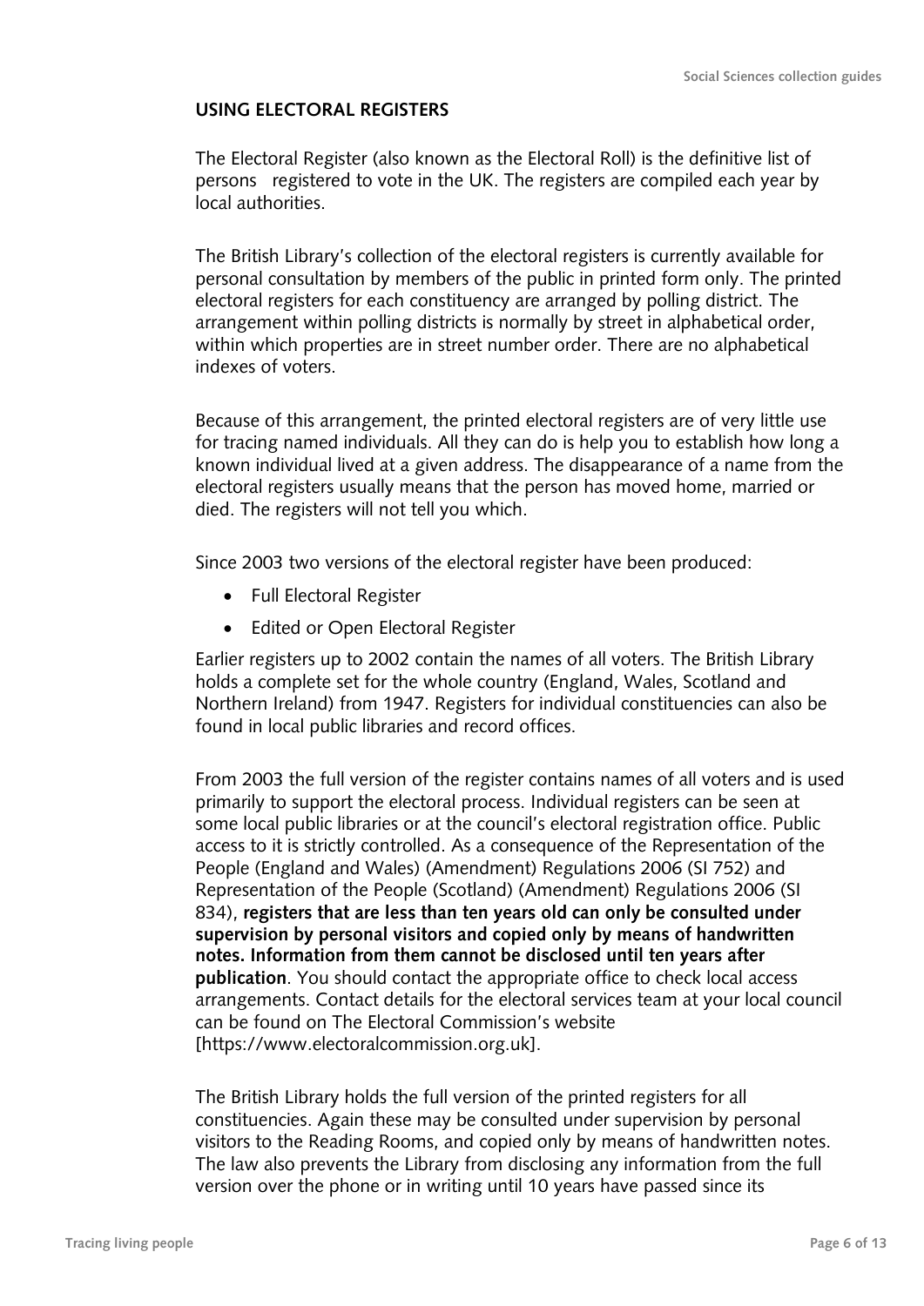## USING ELECTORAL REGISTERS

The Electoral Register (also known as the Electoral Roll) is the definitive list of persons registered to vote in the UK. The registers are compiled each year by local authorities.

The British Library's collection of the electoral registers is currently available for personal consultation by members of the public in printed form only. The printed electoral registers for each constituency are arranged by polling district. The arrangement within polling districts is normally by street in alphabetical order, within which properties are in street number order. There are no alphabetical indexes of voters.

Because of this arrangement, the printed electoral registers are of very little use for tracing named individuals. All they can do is help you to establish how long a known individual lived at a given address. The disappearance of a name from the electoral registers usually means that the person has moved home, married or died. The registers will not tell you which.

Since 2003 two versions of the electoral register have been produced:

- Full Electoral Register
- Edited or Open Electoral Register

Earlier registers up to 2002 contain the names of all voters. The British Library holds a complete set for the whole country (England, Wales, Scotland and Northern Ireland) from 1947. Registers for individual constituencies can also be found in local public libraries and record offices.

From 2003 the full version of the register contains names of all voters and is used primarily to support the electoral process. Individual registers can be seen at some local public libraries or at the council's electoral registration office. Public access to it is strictly controlled. As a consequence of the Representation of the People (England and Wales) (Amendment) Regulations 2006 (SI 752) and Representation of the People (Scotland) (Amendment) Regulations 2006 (SI 834), **registers that are less than ten years old can only be consulted under supervision by personal visitors and copied only by means of handwritten notes. Information from them cannot be disclosed until ten years after publication**. You should contact the appropriate office to check local access arrangements. Contact details for the electoral services team at your local council can be found on The Electoral Commission's website [https://www.electoralcommission.org.uk].

The British Library holds the full version of the printed registers for all constituencies. Again these may be consulted under supervision by personal visitors to the Reading Rooms, and copied only by means of handwritten notes. The law also prevents the Library from disclosing any information from the full version over the phone or in writing until 10 years have passed since its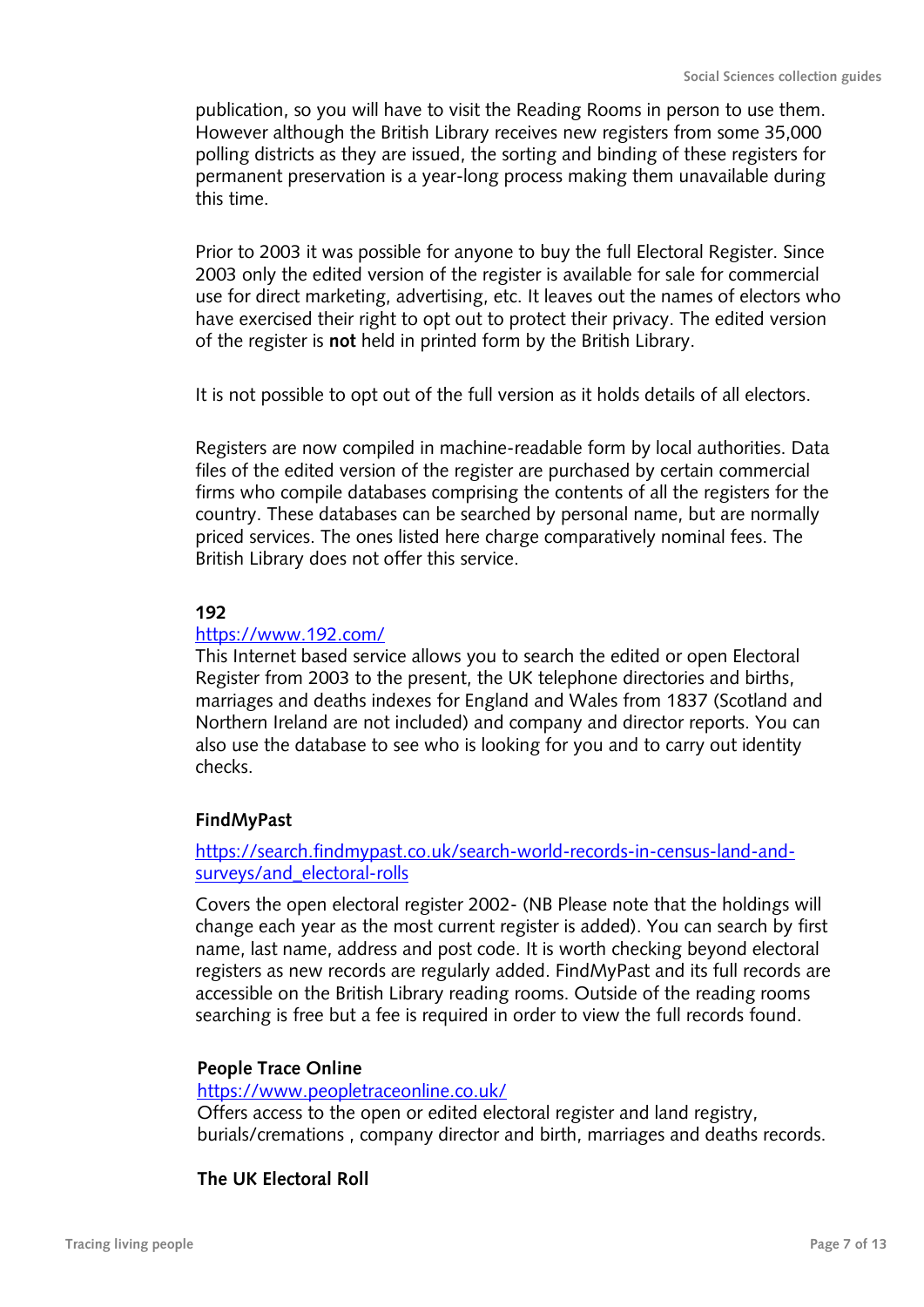publication, so you will have to visit the Reading Rooms in person to use them. However although the British Library receives new registers from some 35,000 polling districts as they are issued, the sorting and binding of these registers for permanent preservation is a year-long process making them unavailable during this time.

Prior to 2003 it was possible for anyone to buy the full Electoral Register. Since 2003 only the edited version of the register is available for sale for commercial use for direct marketing, advertising, etc. It leaves out the names of electors who have exercised their right to opt out to protect their privacy. The edited version of the register is **not** held in printed form by the British Library.

It is not possible to opt out of the full version as it holds details of all electors.

Registers are now compiled in machine-readable form by local authorities. Data files of the edited version of the register are purchased by certain commercial firms who compile databases comprising the contents of all the registers for the country. These databases can be searched by personal name, but are normally priced services. The ones listed here charge comparatively nominal fees. The British Library does not offer this service.

**192**
[https://www.192.com/](https://www.192.com/)
This Internet based service allows you to search the edited or open Electoral Register from 2003 to the present, the UK telephone directories and births, marriages and deaths indexes for England and Wales from 1837 (Scotland and Northern Ireland are not included) and company and director reports. You can also use the database to see who is looking for you and to carry out identity checks.

**FindMyPast**

[https://search.findmypast.co.uk/search-world-records-in-census-land-and-surveys/and_electoral-rolls](https://search.findmypast.co.uk/search-world-records-in-census-land-and-surveys/and_electoral-rolls)

Covers the open electoral register 2002- (NB Please note that the holdings will change each year as the most current register is added). You can search by first name, last name, address and post code. It is worth checking beyond electoral registers as new records are regularly added. FindMyPast and its full records are accessible on the British Library reading rooms. Outside of the reading rooms searching is free but a fee is required in order to view the full records found.

**People Trace Online**
[https://www.peopletraceonline.co.uk/](https://www.peopletraceonline.co.uk/)
Offers access to the open or edited electoral register and land registry, burials/cremations , company director and birth, marriages and deaths records.

**The UK Electoral Roll**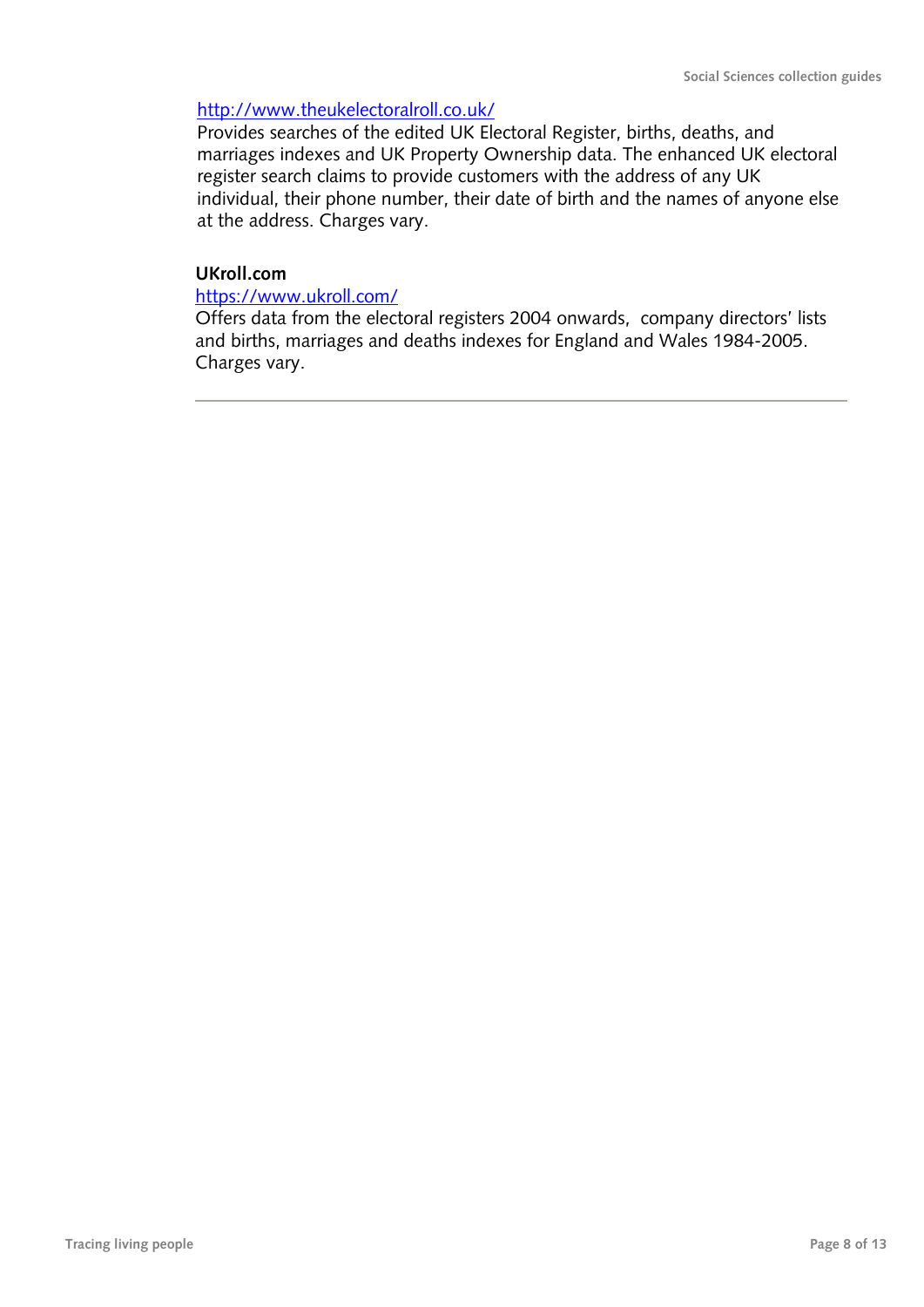http://www.theukelectoralroll.co.uk/
Provides searches of the edited UK Electoral Register, births, deaths, and marriages indexes and UK Property Ownership data. The enhanced UK electoral register search claims to provide customers with the address of any UK individual, their phone number, their date of birth and the names of anyone else at the address. Charges vary.

**UKroll.com**

https://www.ukroll.com/
Offers data from the electoral registers 2004 onwards, company directors' lists and births, marriages and deaths indexes for England and Wales 1984-2005. Charges vary.

---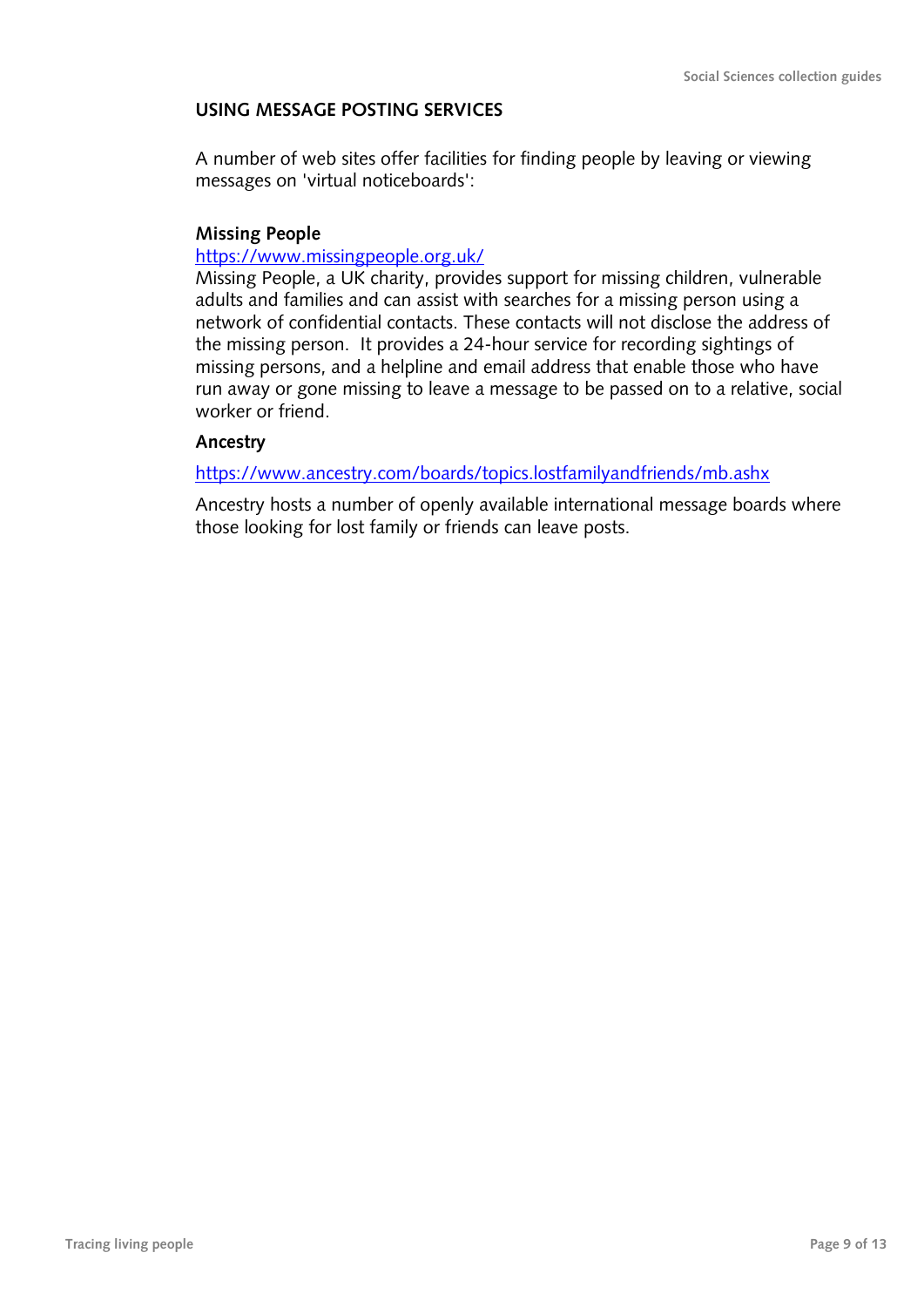## USING MESSAGE POSTING SERVICES

A number of web sites offer facilities for finding people by leaving or viewing messages on 'virtual noticeboards':

### Missing People

https://www.missingpeople.org.uk/

Missing People, a UK charity, provides support for missing children, vulnerable adults and families and can assist with searches for a missing person using a network of confidential contacts. These contacts will not disclose the address of the missing person. It provides a 24-hour service for recording sightings of missing persons, and a helpline and email address that enable those who have run away or gone missing to leave a message to be passed on to a relative, social worker or friend.

### Ancestry

https://www.ancestry.com/boards/topics.lostfamilyandfriends/mb.ashx

Ancestry hosts a number of openly available international message boards where those looking for lost family or friends can leave posts.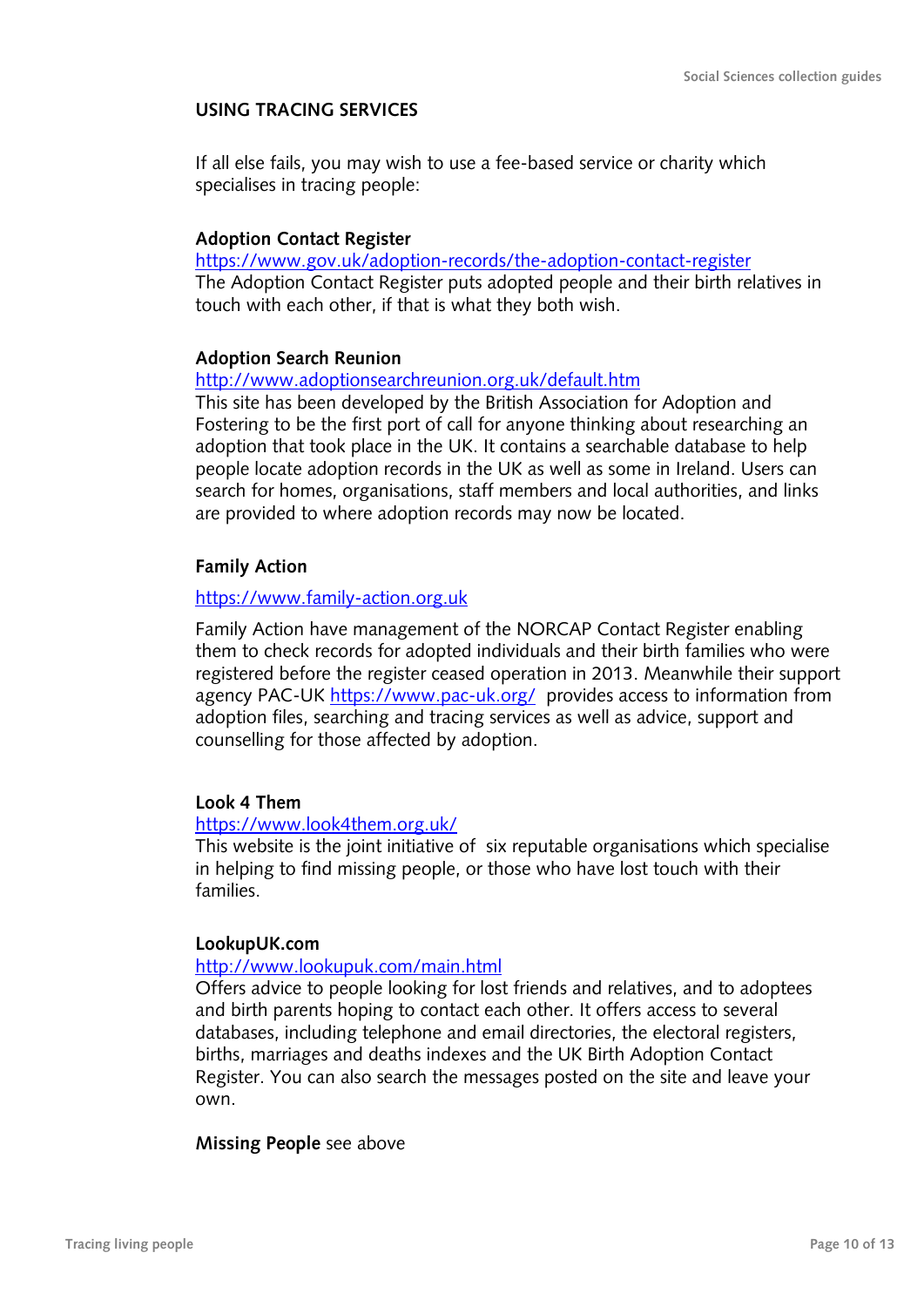## USING TRACING SERVICES

If all else fails, you may wish to use a fee-based service or charity which specialises in tracing people:

**Adoption Contact Register**
https://www.gov.uk/adoption-records/the-adoption-contact-register
The Adoption Contact Register puts adopted people and their birth relatives in touch with each other, if that is what they both wish.

**Adoption Search Reunion**
http://www.adoptionsearchreunion.org.uk/default.htm
This site has been developed by the British Association for Adoption and Fostering to be the first port of call for anyone thinking about researching an adoption that took place in the UK. It contains a searchable database to help people locate adoption records in the UK as well as some in Ireland. Users can search for homes, organisations, staff members and local authorities, and links are provided to where adoption records may now be located.

**Family Action**

https://www.family-action.org.uk

Family Action have management of the NORCAP Contact Register enabling them to check records for adopted individuals and their birth families who were registered before the register ceased operation in 2013. Meanwhile their support agency PAC-UK https://www.pac-uk.org/ provides access to information from adoption files, searching and tracing services as well as advice, support and counselling for those affected by adoption.

**Look 4 Them**
https://www.look4them.org.uk/
This website is the joint initiative of six reputable organisations which specialise in helping to find missing people, or those who have lost touch with their families.

**LookupUK.com**
http://www.lookupuk.com/main.html
Offers advice to people looking for lost friends and relatives, and to adoptees and birth parents hoping to contact each other. It offers access to several databases, including telephone and email directories, the electoral registers, births, marriages and deaths indexes and the UK Birth Adoption Contact Register. You can also search the messages posted on the site and leave your own.

**Missing People** see above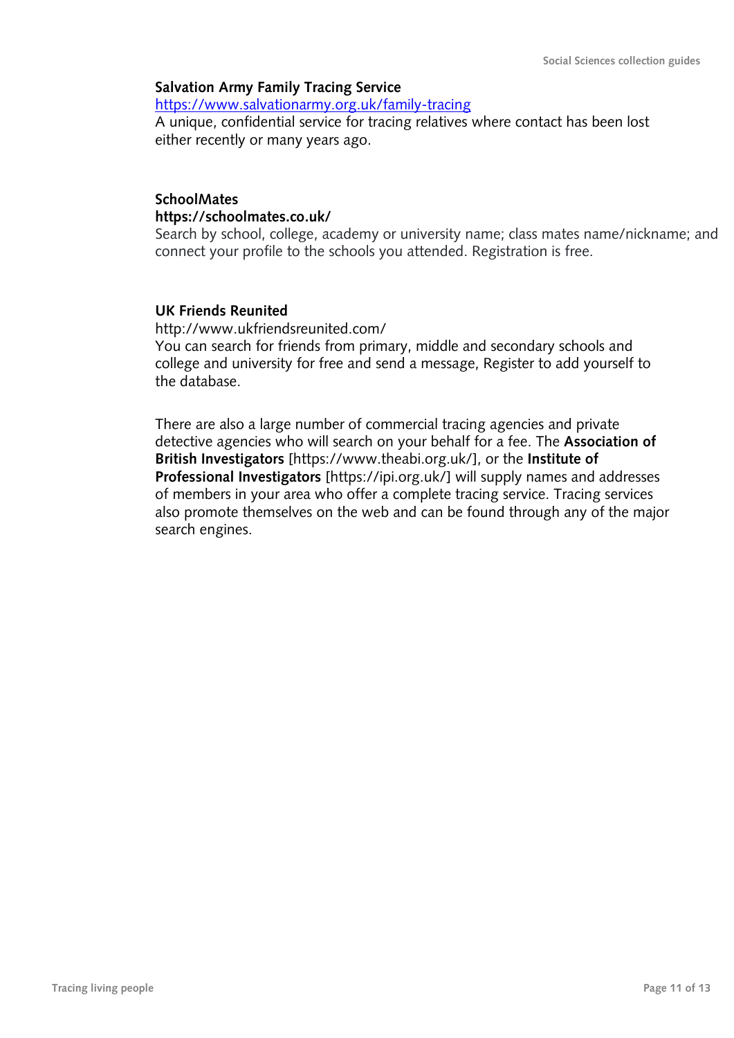**Salvation Army Family Tracing Service**
https://www.salvationarmy.org.uk/family-tracing
A unique, confidential service for tracing relatives where contact has been lost either recently or many years ago.

**SchoolMates**
**https://schoolmates.co.uk/**
Search by school, college, academy or university name; class mates name/nickname; and connect your profile to the schools you attended. Registration is free.

**UK Friends Reunited**
http://www.ukfriendsreunited.com/
You can search for friends from primary, middle and secondary schools and college and university for free and send a message, Register to add yourself to the database.

There are also a large number of commercial tracing agencies and private detective agencies who will search on your behalf for a fee. The **Association of British Investigators** [https://www.theabi.org.uk/], or the **Institute of Professional Investigators** [https://ipi.org.uk/] will supply names and addresses of members in your area who offer a complete tracing service. Tracing services also promote themselves on the web and can be found through any of the major search engines.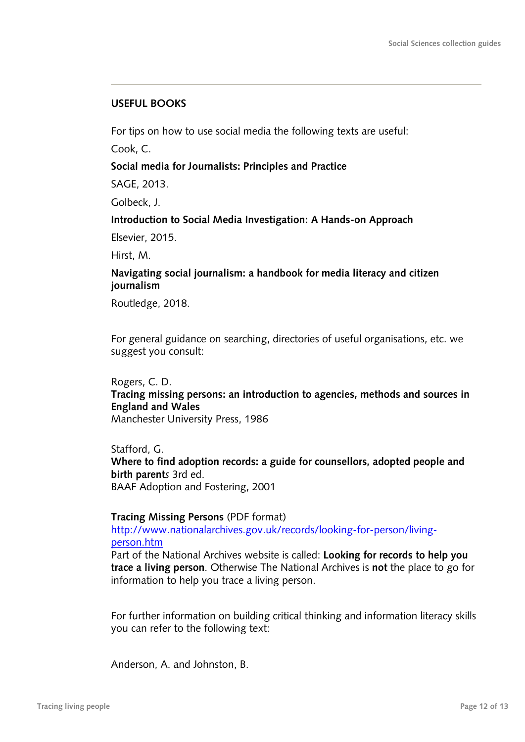## USEFUL BOOKS

For tips on how to use social media the following texts are useful:

Cook, C.

**Social media for Journalists: Principles and Practice**

SAGE, 2013.

Golbeck, J.

**Introduction to Social Media Investigation: A Hands-on Approach**

Elsevier, 2015.

Hirst, M.

**Navigating social journalism: a handbook for media literacy and citizen journalism**

Routledge, 2018.

For general guidance on searching, directories of useful organisations, etc. we suggest you consult:

Rogers, C. D.
**Tracing missing persons: an introduction to agencies, methods and sources in England and Wales**
Manchester University Press, 1986

Stafford, G.
**Where to find adoption records: a guide for counsellors, adopted people and birth parent***s* 3rd ed.
BAAF Adoption and Fostering, 2001

**Tracing Missing Persons** (PDF format)
[http://www.nationalarchives.gov.uk/records/looking-for-person/living-person.htm](http://www.nationalarchives.gov.uk/records/looking-for-person/living-person.htm)
Part of the National Archives website is called: **Looking for records to help you trace a living person**. Otherwise The National Archives is **not** the place to go for information to help you trace a living person.

For further information on building critical thinking and information literacy skills you can refer to the following text:

Anderson, A. and Johnston, B.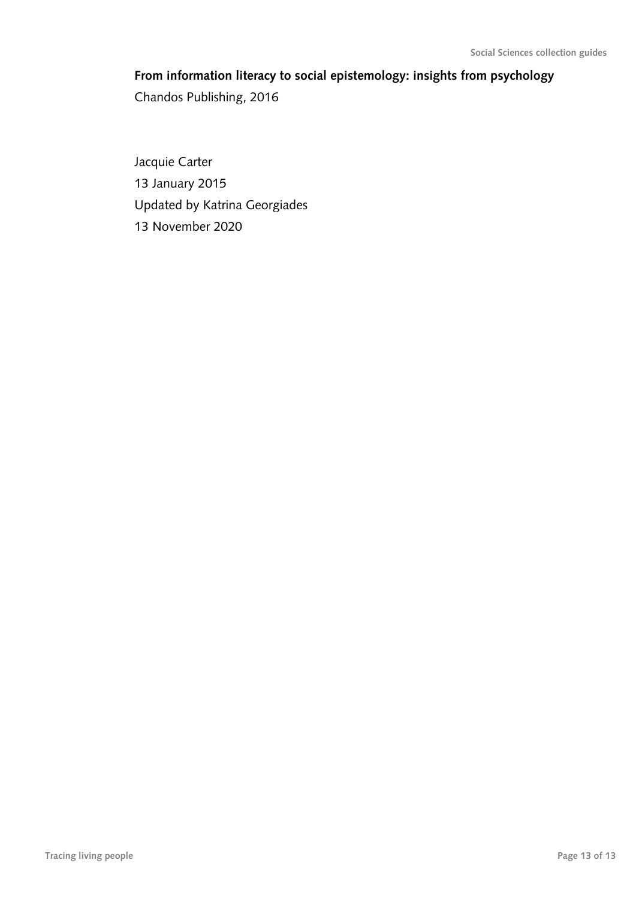**From information literacy to social epistemology: insights from psychology**
Chandos Publishing, 2016

Jacquie Carter
13 January 2015
Updated by Katrina Georgiades
13 November 2020